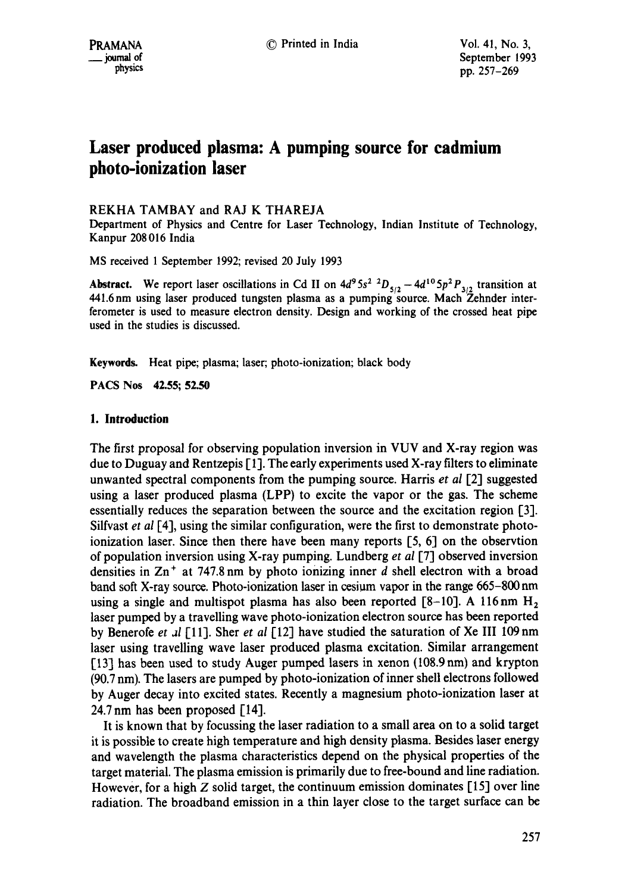# Laser produced plasma: A pumping source for cadmium photo-ionization laser

REKHA TAMBAY and RAJ K THAREJA

Department of Physics and Centre for Laser Technology, Indian Institute of Technology, Kanpur 208 016 India

MS received 1 September 1992; revised 20 July 1993

**Abstract.** We report laser oscillations in Cd II on $4d^9 5s^2\ ^2D_{5/2} - 4d^{10} 5p^2 P_{3/2}$ transition at 441.6 nm using laser produced tungsten plasma as a pumping source. Mach Zehnder interferometer is used to measure electron density. Design and working of the crossed heat pipe used in the studies is discussed.

**Keywords.** Heat pipe; plasma; laser; photo-ionization; black body

**PACS Nos** 42.55; 52.50

## 1. Introduction

The first proposal for observing population inversion in VUV and X-ray region was due to Duguay and Rentzepis [1]. The early experiments used X-ray filters to eliminate unwanted spectral components from the pumping source. Harris *et al* [2] suggested using a laser produced plasma (LPP) to excite the vapor or the gas. The scheme essentially reduces the separation between the source and the excitation region [3]. Silfvast *et al* [4], using the similar configuration, were the first to demonstrate photo-ionization laser. Since then there have been many reports [5, 6] on the observtion of population inversion using X-ray pumping. Lundberg *et al* [7] observed inversion densities in $Zn^+$ at 747.8 nm by photo ionizing inner *d* shell electron with a broad band soft X-ray source. Photo-ionization laser in cesium vapor in the range 665–800 nm using a single and multispot plasma has also been reported [8–10]. A 116 nm $H_2$ laser pumped by a travelling wave photo-ionization electron source has been reported by Benerofe *et al* [11]. Sher *et al* [12] have studied the saturation of Xe III 109 nm laser using travelling wave laser produced plasma excitation. Similar arrangement [13] has been used to study Auger pumped lasers in xenon (108.9 nm) and krypton (90.7 nm). The lasers are pumped by photo-ionization of inner shell electrons followed by Auger decay into excited states. Recently a magnesium photo-ionization laser at 24.7 nm has been proposed [14].

It is known that by focussing the laser radiation to a small area on to a solid target it is possible to create high temperature and high density plasma. Besides laser energy and wavelength the plasma characteristics depend on the physical properties of the target material. The plasma emission is primarily due to free-bound and line radiation. However, for a high *Z* solid target, the continuum emission dominates [15] over line radiation. The broadband emission in a thin layer close to the target surface can be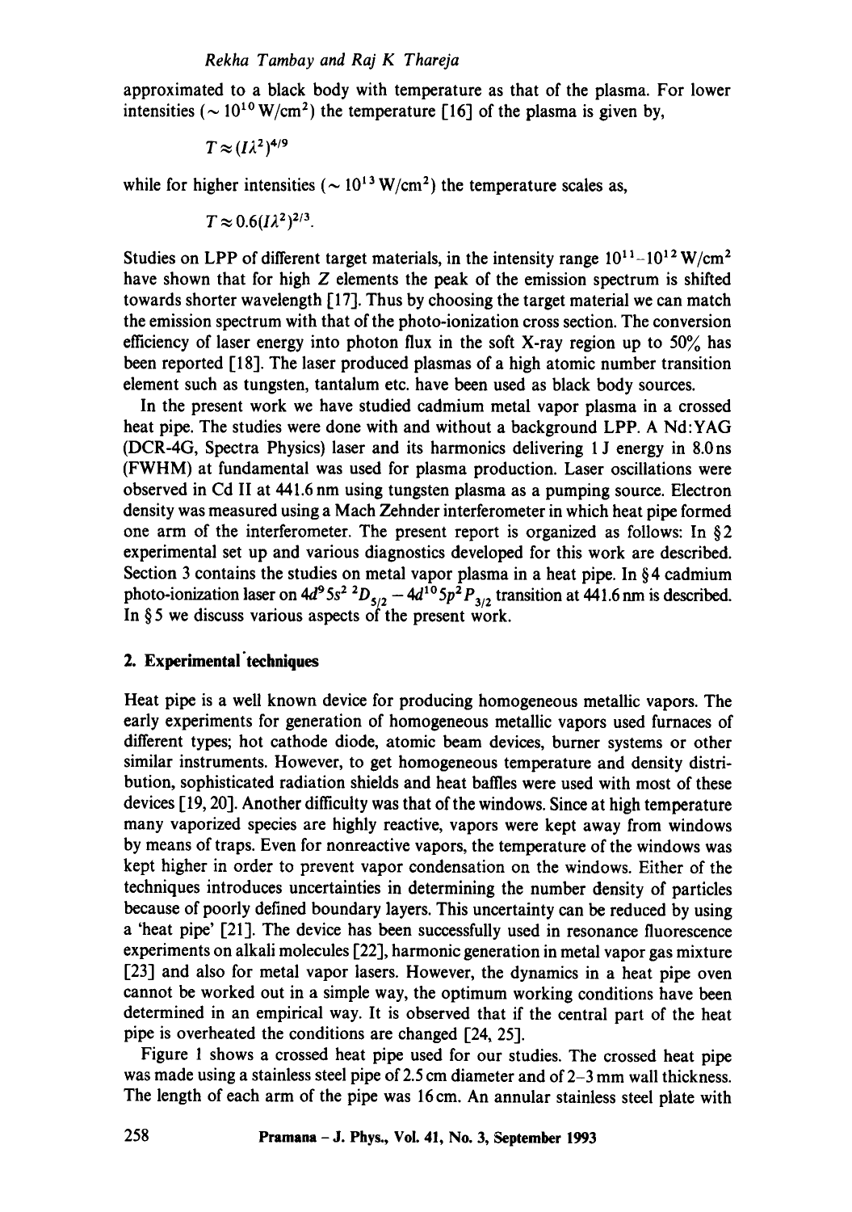approximated to a black body with temperature as that of the plasma. For lower intensities ($\sim 10^{10}$ W/cm$^2$) the temperature [16] of the plasma is given by,

$$T \approx (I\lambda^2)^{4/9}$$

while for higher intensities ($\sim 10^{13}$ W/cm$^2$) the temperature scales as,

$$T \approx 0.6(I\lambda^2)^{2/3}.$$

Studies on LPP of different target materials, in the intensity range $10^{11}$–$10^{12}$ W/cm$^2$ have shown that for high $Z$ elements the peak of the emission spectrum is shifted towards shorter wavelength [17]. Thus by choosing the target material we can match the emission spectrum with that of the photo-ionization cross section. The conversion efficiency of laser energy into photon flux in the soft X-ray region up to 50% has been reported [18]. The laser produced plasmas of a high atomic number transition element such as tungsten, tantalum etc. have been used as black body sources.

In the present work we have studied cadmium metal vapor plasma in a crossed heat pipe. The studies were done with and without a background LPP. A Nd:YAG (DCR-4G, Spectra Physics) laser and its harmonics delivering 1 J energy in 8.0 ns (FWHM) at fundamental was used for plasma production. Laser oscillations were observed in Cd II at 441.6 nm using tungsten plasma as a pumping source. Electron density was measured using a Mach Zehnder interferometer in which heat pipe formed one arm of the interferometer. The present report is organized as follows: In §2 experimental set up and various diagnostics developed for this work are described. Section 3 contains the studies on metal vapor plasma in a heat pipe. In §4 cadmium photo-ionization laser on $4d^9 5s^2\ ^2D_{5/2} - 4d^{10} 5p^2 P_{3/2}$ transition at 441.6 nm is described. In §5 we discuss various aspects of the present work.

## 2. Experimental techniques

Heat pipe is a well known device for producing homogeneous metallic vapors. The early experiments for generation of homogeneous metallic vapors used furnaces of different types; hot cathode diode, atomic beam devices, burner systems or other similar instruments. However, to get homogeneous temperature and density distribution, sophisticated radiation shields and heat baffles were used with most of these devices [19, 20]. Another difficulty was that of the windows. Since at high temperature many vaporized species are highly reactive, vapors were kept away from windows by means of traps. Even for nonreactive vapors, the temperature of the windows was kept higher in order to prevent vapor condensation on the windows. Either of the techniques introduces uncertainties in determining the number density of particles because of poorly defined boundary layers. This uncertainty can be reduced by using a 'heat pipe' [21]. The device has been successfully used in resonance fluorescence experiments on alkali molecules [22], harmonic generation in metal vapor gas mixture [23] and also for metal vapor lasers. However, the dynamics in a heat pipe oven cannot be worked out in a simple way, the optimum working conditions have been determined in an empirical way. It is observed that if the central part of the heat pipe is overheated the conditions are changed [24, 25].

Figure 1 shows a crossed heat pipe used for our studies. The crossed heat pipe was made using a stainless steel pipe of 2.5 cm diameter and of 2–3 mm wall thickness. The length of each arm of the pipe was 16 cm. An annular stainless steel plate with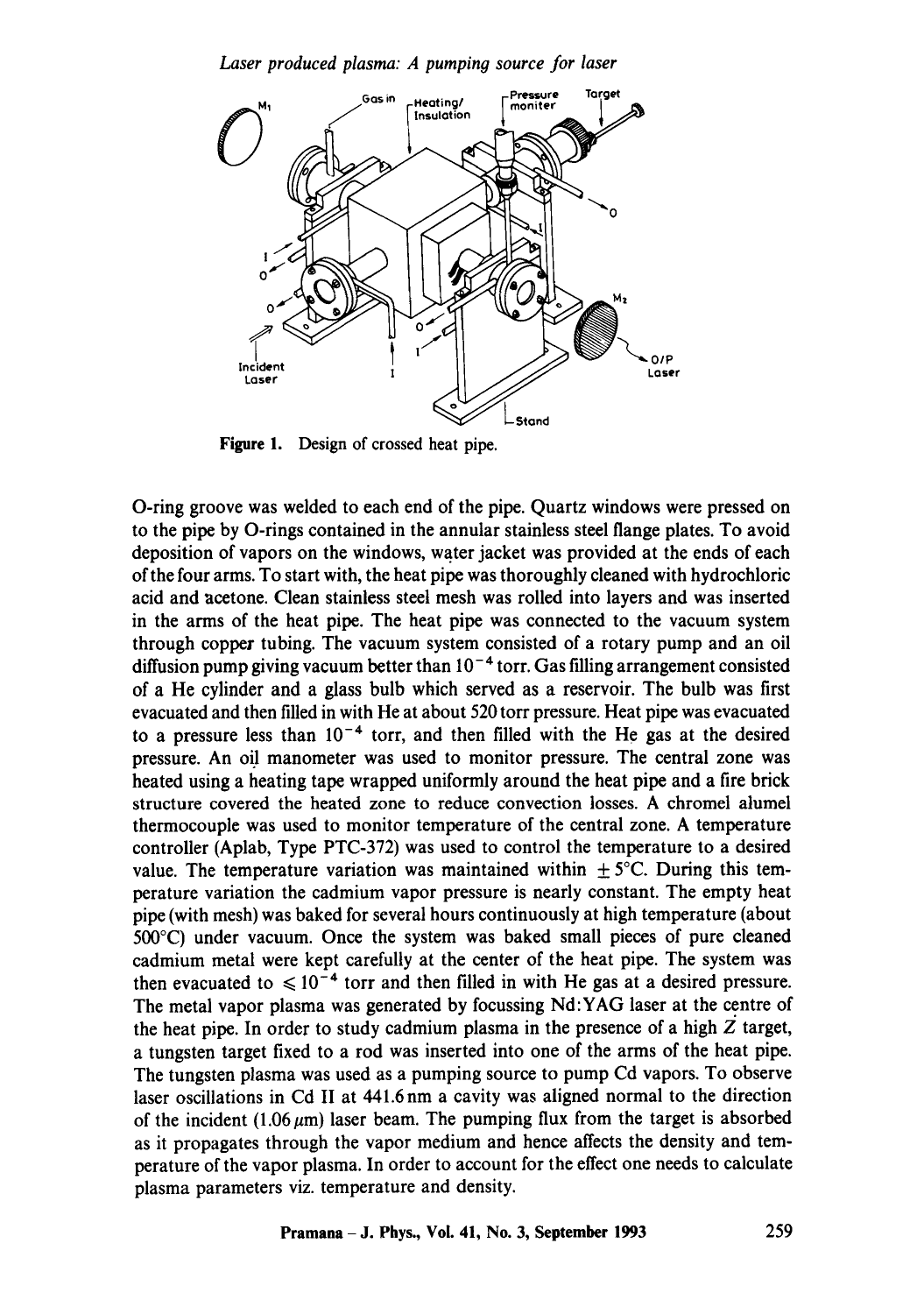Figure 1. Design of crossed heat pipe.

O-ring groove was welded to each end of the pipe. Quartz windows were pressed on to the pipe by O-rings contained in the annular stainless steel flange plates. To avoid deposition of vapors on the windows, water jacket was provided at the ends of each of the four arms. To start with, the heat pipe was thoroughly cleaned with hydrochloric acid and acetone. Clean stainless steel mesh was rolled into layers and was inserted in the arms of the heat pipe. The heat pipe was connected to the vacuum system through copper tubing. The vacuum system consisted of a rotary pump and an oil diffusion pump giving vacuum better than $10^{-4}$ torr. Gas filling arrangement consisted of a He cylinder and a glass bulb which served as a reservoir. The bulb was first evacuated and then filled in with He at about 520 torr pressure. Heat pipe was evacuated to a pressure less than $10^{-4}$ torr, and then filled with the He gas at the desired pressure. An oil manometer was used to monitor pressure. The central zone was heated using a heating tape wrapped uniformly around the heat pipe and a fire brick structure covered the heated zone to reduce convection losses. A chromel alumel thermocouple was used to monitor temperature of the central zone. A temperature controller (Aplab, Type PTC-372) was used to control the temperature to a desired value. The temperature variation was maintained within $\pm 5°C$. During this temperature variation the cadmium vapor pressure is nearly constant. The empty heat pipe (with mesh) was baked for several hours continuously at high temperature (about 500°C) under vacuum. Once the system was baked small pieces of pure cleaned cadmium metal were kept carefully at the center of the heat pipe. The system was then evacuated to $\leqslant 10^{-4}$ torr and then filled in with He gas at a desired pressure. The metal vapor plasma was generated by focussing Nd:YAG laser at the centre of the heat pipe. In order to study cadmium plasma in the presence of a high $Z$ target, a tungsten target fixed to a rod was inserted into one of the arms of the heat pipe. The tungsten plasma was used as a pumping source to pump Cd vapors. To observe laser oscillations in Cd II at 441.6 nm a cavity was aligned normal to the direction of the incident (1.06 $\mu$m) laser beam. The pumping flux from the target is absorbed as it propagates through the vapor medium and hence affects the density and temperature of the vapor plasma. In order to account for the effect one needs to calculate plasma parameters viz. temperature and density.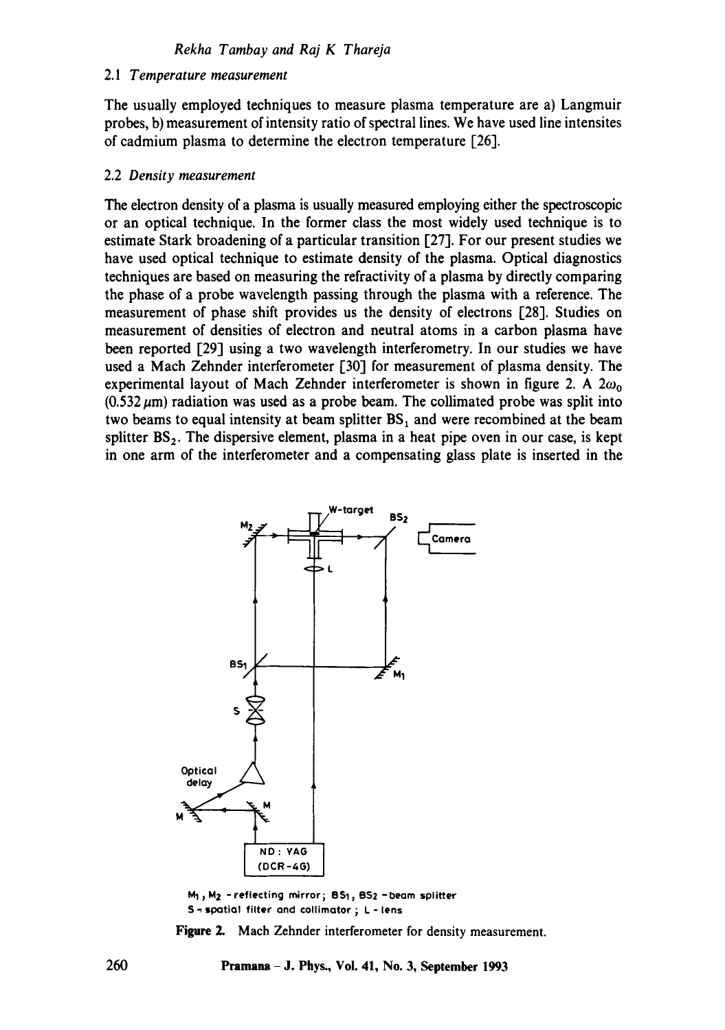### 2.1 *Temperature measurement*

The usually employed techniques to measure plasma temperature are a) Langmuir probes, b) measurement of intensity ratio of spectral lines. We have used line intensites of cadmium plasma to determine the electron temperature [26].

### 2.2 *Density measurement*

The electron density of a plasma is usually measured employing either the spectroscopic or an optical technique. In the former class the most widely used technique is to estimate Stark broadening of a particular transition [27]. For our present studies we have used optical technique to estimate density of the plasma. Optical diagnostics techniques are based on measuring the refractivity of a plasma by directly comparing the phase of a probe wavelength passing through the plasma with a reference. The measurement of phase shift provides us the density of electrons [28]. Studies on measurement of densities of electron and neutral atoms in a carbon plasma have been reported [29] using a two wavelength interferometry. In our studies we have used a Mach Zehnder interferometer [30] for measurement of plasma density. The experimental layout of Mach Zehnder interferometer is shown in figure 2. A $2\omega_0$ ($0.532\,\mu$m) radiation was used as a probe beam. The collimated probe was split into two beams to equal intensity at beam splitter $BS_1$ and were recombined at the beam splitter $BS_2$. The dispersive element, plasma in a heat pipe oven in our case, is kept in one arm of the interferometer and a compensating glass plate is inserted in the

$M_1$, $M_2$ - reflecting mirror; $BS_1$, $BS_2$ - beam splitter
S - spatial filter and collimator ; L - lens

**Figure 2.** Mach Zehnder interferometer for density measurement.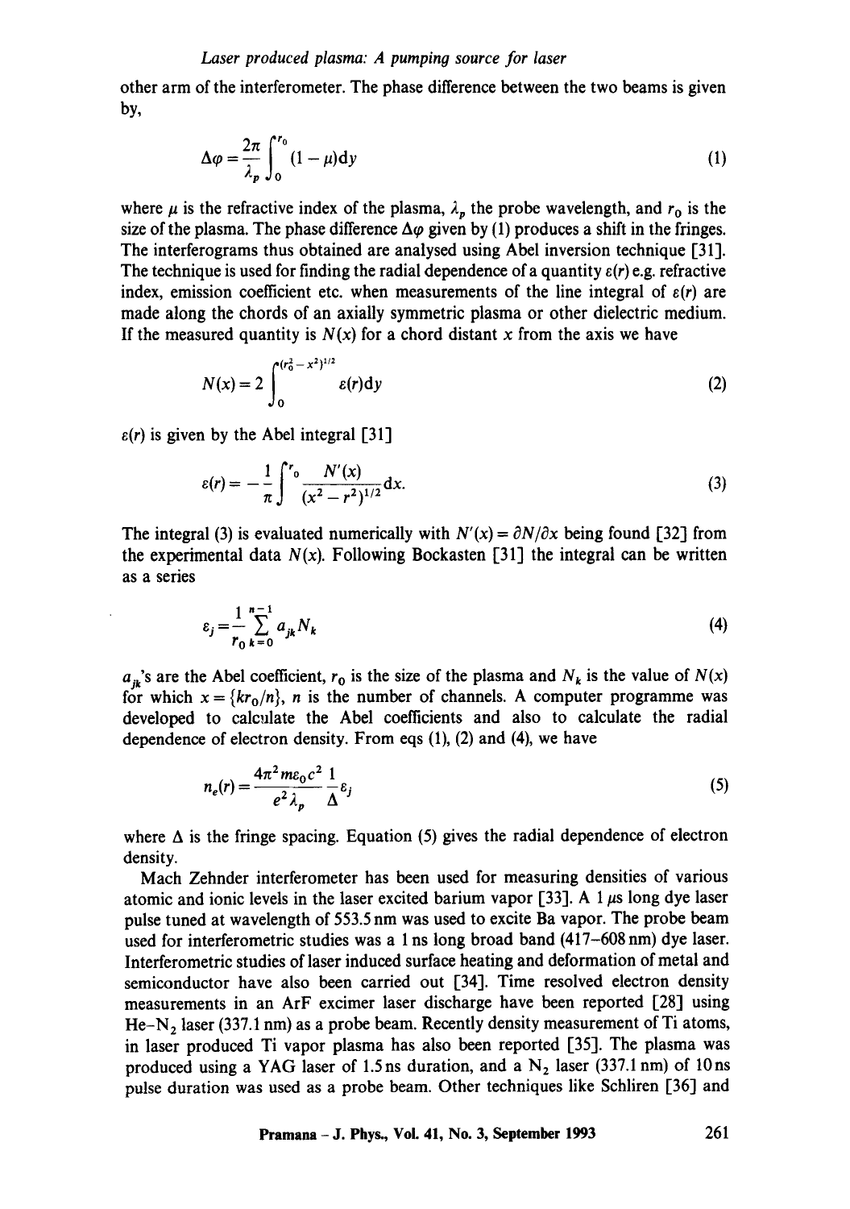other arm of the interferometer. The phase difference between the two beams is given by,

$$\Delta\varphi = \frac{2\pi}{\lambda_p}\int_0^{r_0}(1-\mu)\mathrm{d}y \tag{1}$$

where $\mu$ is the refractive index of the plasma, $\lambda_p$ the probe wavelength, and $r_0$ is the size of the plasma. The phase difference $\Delta\varphi$ given by (1) produces a shift in the fringes. The interferograms thus obtained are analysed using Abel inversion technique [31]. The technique is used for finding the radial dependence of a quantity $\varepsilon(r)$ e.g. refractive index, emission coefficient etc. when measurements of the line integral of $\varepsilon(r)$ are made along the chords of an axially symmetric plasma or other dielectric medium. If the measured quantity is $N(x)$ for a chord distant $x$ from the axis we have

$$N(x) = 2\int_0^{(r_0^2 - x^2)^{1/2}} \varepsilon(r)\mathrm{d}y \tag{2}$$

$\varepsilon(r)$ is given by the Abel integral [31]

$$\varepsilon(r) = -\frac{1}{\pi}\int^{r_0}\frac{N'(x)}{(x^2 - r^2)^{1/2}}\mathrm{d}x. \tag{3}$$

The integral (3) is evaluated numerically with $N'(x) = \partial N/\partial x$ being found [32] from the experimental data $N(x)$. Following Bockasten [31] the integral can be written as a series

$$\varepsilon_j = \frac{1}{r_0}\sum_{k=0}^{n-1} a_{jk} N_k \tag{4}$$

$a_{jk}$'s are the Abel coefficient, $r_0$ is the size of the plasma and $N_k$ is the value of $N(x)$ for which $x = \{kr_0/n\}$, $n$ is the number of channels. A computer programme was developed to calculate the Abel coefficients and also to calculate the radial dependence of electron density. From eqs (1), (2) and (4), we have

$$n_e(r) = \frac{4\pi^2 m\varepsilon_0 c^2}{e^2\lambda_p}\frac{1}{\Delta}\varepsilon_j \tag{5}$$

where $\Delta$ is the fringe spacing. Equation (5) gives the radial dependence of electron density.

Mach Zehnder interferometer has been used for measuring densities of various atomic and ionic levels in the laser excited barium vapor [33]. A 1 $\mu$s long dye laser pulse tuned at wavelength of 553.5 nm was used to excite Ba vapor. The probe beam used for interferometric studies was a 1 ns long broad band (417–608 nm) dye laser. Interferometric studies of laser induced surface heating and deformation of metal and semiconductor have also been carried out [34]. Time resolved electron density measurements in an ArF excimer laser discharge have been reported [28] using He–$N_2$ laser (337.1 nm) as a probe beam. Recently density measurement of Ti atoms, in laser produced Ti vapor plasma has also been reported [35]. The plasma was produced using a YAG laser of 1.5 ns duration, and a $N_2$ laser (337.1 nm) of 10 ns pulse duration was used as a probe beam. Other techniques like Schliren [36] and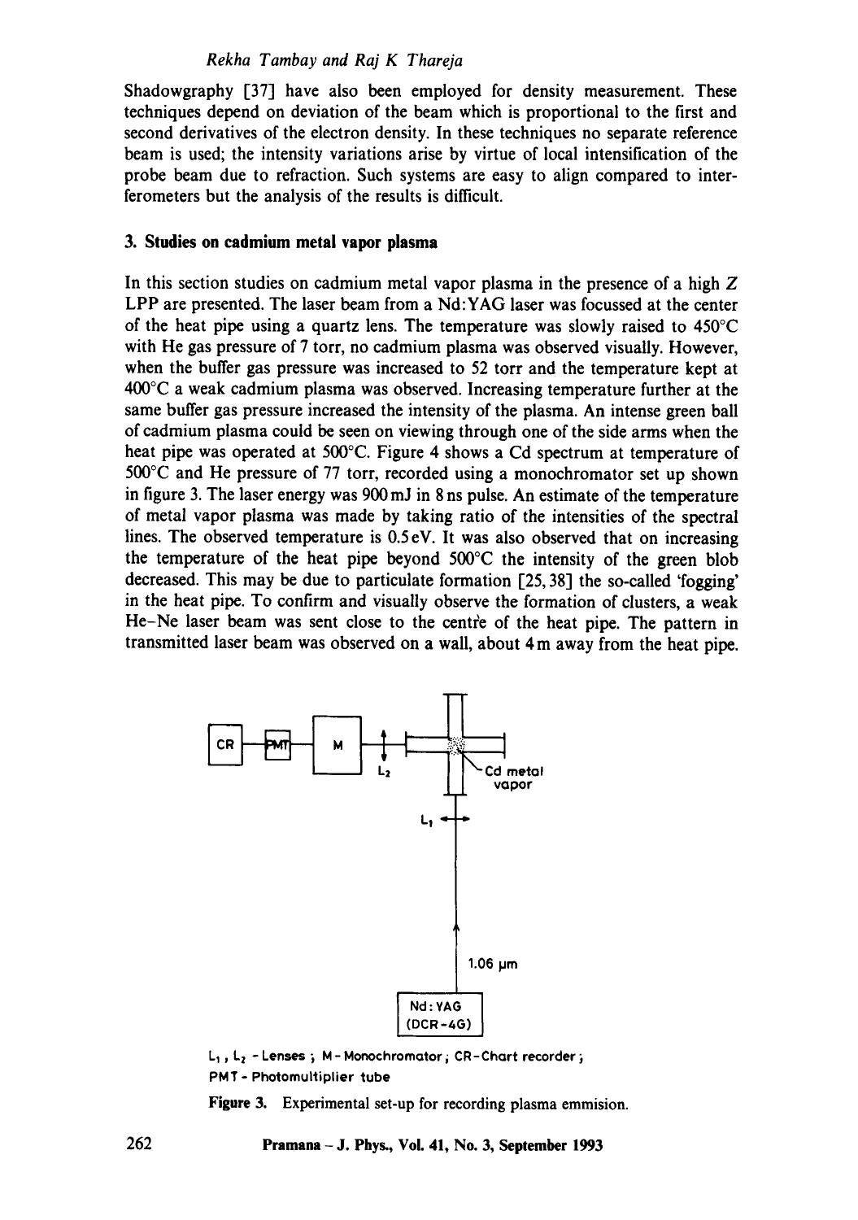Shadowgraphy [37] have also been employed for density measurement. These techniques depend on deviation of the beam which is proportional to the first and second derivatives of the electron density. In these techniques no separate reference beam is used; the intensity variations arise by virtue of local intensification of the probe beam due to refraction. Such systems are easy to align compared to interferometers but the analysis of the results is difficult.

## 3. Studies on cadmium metal vapor plasma

In this section studies on cadmium metal vapor plasma in the presence of a high $Z$ LPP are presented. The laser beam from a Nd:YAG laser was focussed at the center of the heat pipe using a quartz lens. The temperature was slowly raised to 450°C with He gas pressure of 7 torr, no cadmium plasma was observed visually. However, when the buffer gas pressure was increased to 52 torr and the temperature kept at 400°C a weak cadmium plasma was observed. Increasing temperature further at the same buffer gas pressure increased the intensity of the plasma. An intense green ball of cadmium plasma could be seen on viewing through one of the side arms when the heat pipe was operated at 500°C. Figure 4 shows a Cd spectrum at temperature of 500°C and He pressure of 77 torr, recorded using a monochromator set up shown in figure 3. The laser energy was 900 mJ in 8 ns pulse. An estimate of the temperature of metal vapor plasma was made by taking ratio of the intensities of the spectral lines. The observed temperature is 0.5 eV. It was also observed that on increasing the temperature of the heat pipe beyond 500°C the intensity of the green blob decreased. This may be due to particulate formation [25, 38] the so-called 'fogging' in the heat pipe. To confirm and visually observe the formation of clusters, a weak He–Ne laser beam was sent close to the centre of the heat pipe. The pattern in transmitted laser beam was observed on a wall, about 4 m away from the heat pipe.

CR – PMT – M – $L_2$ – Cd metal vapor – $L_1$ – 1.06 μm – Nd:YAG (DCR-4G)

$L_1$, $L_2$ - Lenses ; M - Monochromator ; CR - Chart recorder ; PMT - Photomultiplier tube

**Figure 3.** Experimental set-up for recording plasma emmision.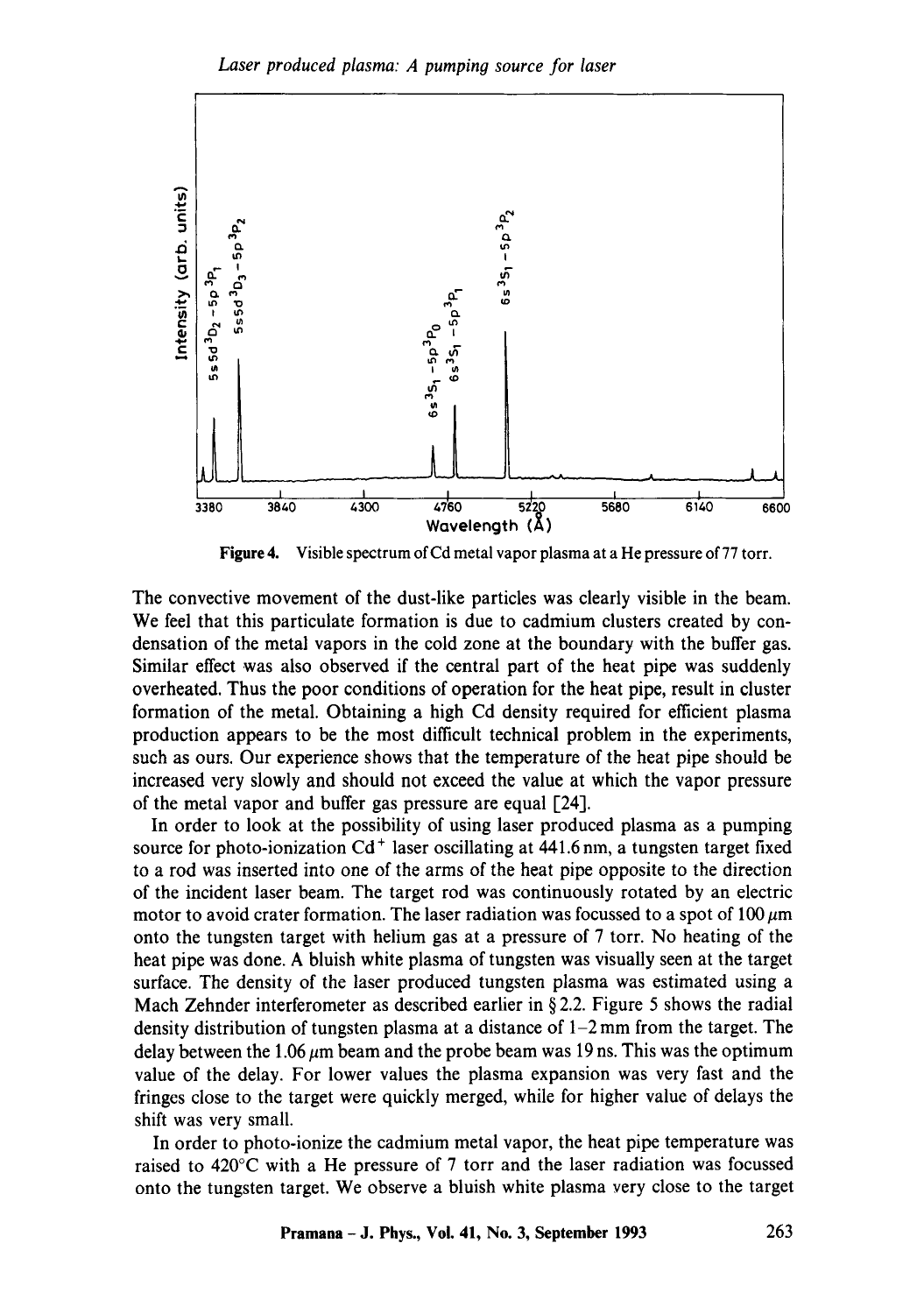Figure 4. Visible spectrum of Cd metal vapor plasma at a He pressure of 77 torr.

The convective movement of the dust-like particles was clearly visible in the beam. We feel that this particulate formation is due to cadmium clusters created by condensation of the metal vapors in the cold zone at the boundary with the buffer gas. Similar effect was also observed if the central part of the heat pipe was suddenly overheated. Thus the poor conditions of operation for the heat pipe, result in cluster formation of the metal. Obtaining a high Cd density required for efficient plasma production appears to be the most difficult technical problem in the experiments, such as ours. Our experience shows that the temperature of the heat pipe should be increased very slowly and should not exceed the value at which the vapor pressure of the metal vapor and buffer gas pressure are equal [24].

In order to look at the possibility of using laser produced plasma as a pumping source for photo-ionization $Cd^+$ laser oscillating at 441.6 nm, a tungsten target fixed to a rod was inserted into one of the arms of the heat pipe opposite to the direction of the incident laser beam. The target rod was continuously rotated by an electric motor to avoid crater formation. The laser radiation was focussed to a spot of 100 $\mu$m onto the tungsten target with helium gas at a pressure of 7 torr. No heating of the heat pipe was done. A bluish white plasma of tungsten was visually seen at the target surface. The density of the laser produced tungsten plasma was estimated using a Mach Zehnder interferometer as described earlier in § 2.2. Figure 5 shows the radial density distribution of tungsten plasma at a distance of 1–2 mm from the target. The delay between the 1.06 $\mu$m beam and the probe beam was 19 ns. This was the optimum value of the delay. For lower values the plasma expansion was very fast and the fringes close to the target were quickly merged, while for higher value of delays the shift was very small.

In order to photo-ionize the cadmium metal vapor, the heat pipe temperature was raised to 420°C with a He pressure of 7 torr and the laser radiation was focussed onto the tungsten target. We observe a bluish white plasma very close to the target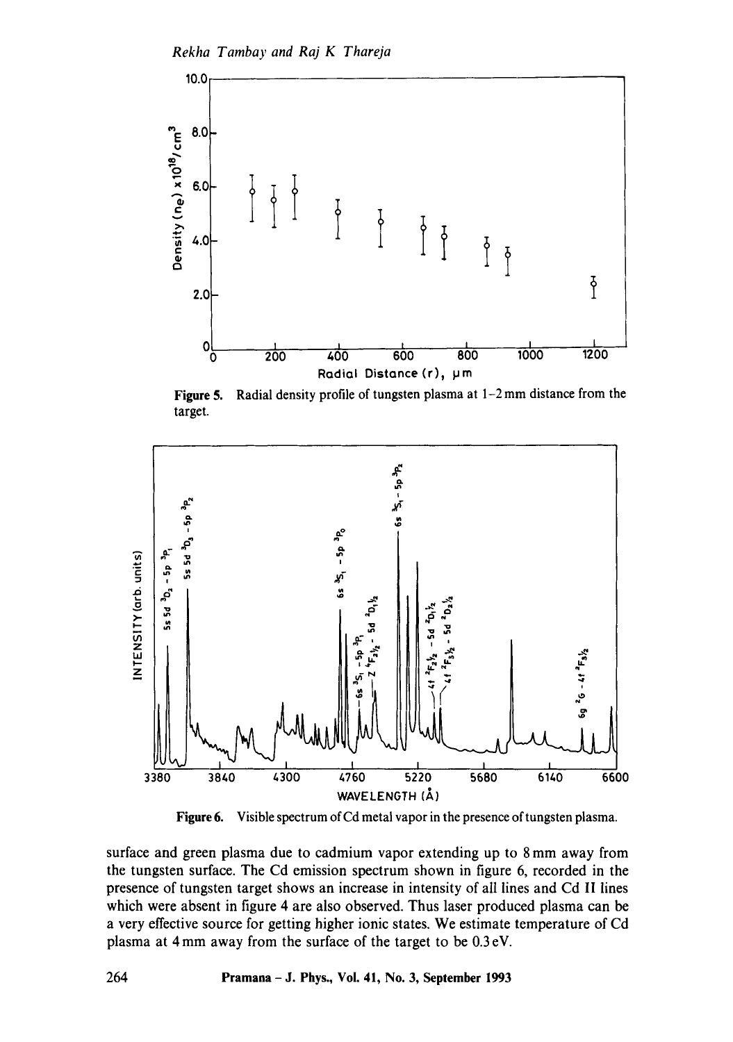Figure 5. Radial density profile of tungsten plasma at 1–2 mm distance from the target.

Figure 6. Visible spectrum of Cd metal vapor in the presence of tungsten plasma.

surface and green plasma due to cadmium vapor extending up to 8 mm away from the tungsten surface. The Cd emission spectrum shown in figure 6, recorded in the presence of tungsten target shows an increase in intensity of all lines and Cd II lines which were absent in figure 4 are also observed. Thus laser produced plasma can be a very effective source for getting higher ionic states. We estimate temperature of Cd plasma at 4 mm away from the surface of the target to be 0.3 eV.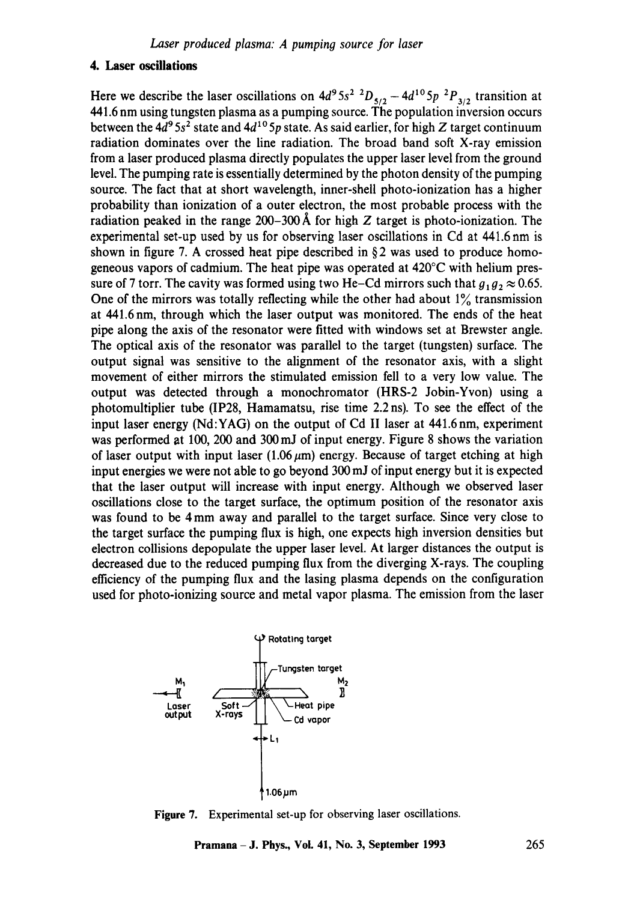## 4. Laser oscillations

Here we describe the laser oscillations on $4d^9 5s^2\ ^2D_{5/2} - 4d^{10} 5p\ ^2P_{3/2}$ transition at 441.6 nm using tungsten plasma as a pumping source. The population inversion occurs between the $4d^9 5s^2$ state and $4d^{10} 5p$ state. As said earlier, for high $Z$ target continuum radiation dominates over the line radiation. The broad band soft X-ray emission from a laser produced plasma directly populates the upper laser level from the ground level. The pumping rate is essentially determined by the photon density of the pumping source. The fact that at short wavelength, inner-shell photo-ionization has a higher probability than ionization of a outer electron, the most probable process with the radiation peaked in the range 200–300 Å for high $Z$ target is photo-ionization. The experimental set-up used by us for observing laser oscillations in Cd at 441.6 nm is shown in figure 7. A crossed heat pipe described in §2 was used to produce homogeneous vapors of cadmium. The heat pipe was operated at 420°C with helium pressure of 7 torr. The cavity was formed using two He–Cd mirrors such that $g_1 g_2 \approx 0.65$. One of the mirrors was totally reflecting while the other had about 1% transmission at 441.6 nm, through which the laser output was monitored. The ends of the heat pipe along the axis of the resonator were fitted with windows set at Brewster angle. The optical axis of the resonator was parallel to the target (tungsten) surface. The output signal was sensitive to the alignment of the resonator axis, with a slight movement of either mirrors the stimulated emission fell to a very low value. The output was detected through a monochromator (HRS-2 Jobin-Yvon) using a photomultiplier tube (IP28, Hamamatsu, rise time 2.2 ns). To see the effect of the input laser energy (Nd:YAG) on the output of Cd II laser at 441.6 nm, experiment was performed at 100, 200 and 300 mJ of input energy. Figure 8 shows the variation of laser output with input laser (1.06 $\mu$m) energy. Because of target etching at high input energies we were not able to go beyond 300 mJ of input energy but it is expected that the laser output will increase with input energy. Although we observed laser oscillations close to the target surface, the optimum position of the resonator axis was found to be 4 mm away and parallel to the target surface. Since very close to the target surface the pumping flux is high, one expects high inversion densities but electron collisions depopulate the upper laser level. At larger distances the output is decreased due to the reduced pumping flux from the diverging X-rays. The coupling efficiency of the pumping flux and the lasing plasma depends on the configuration used for photo-ionizing source and metal vapor plasma. The emission from the laser

Figure 7. Experimental set-up for observing laser oscillations.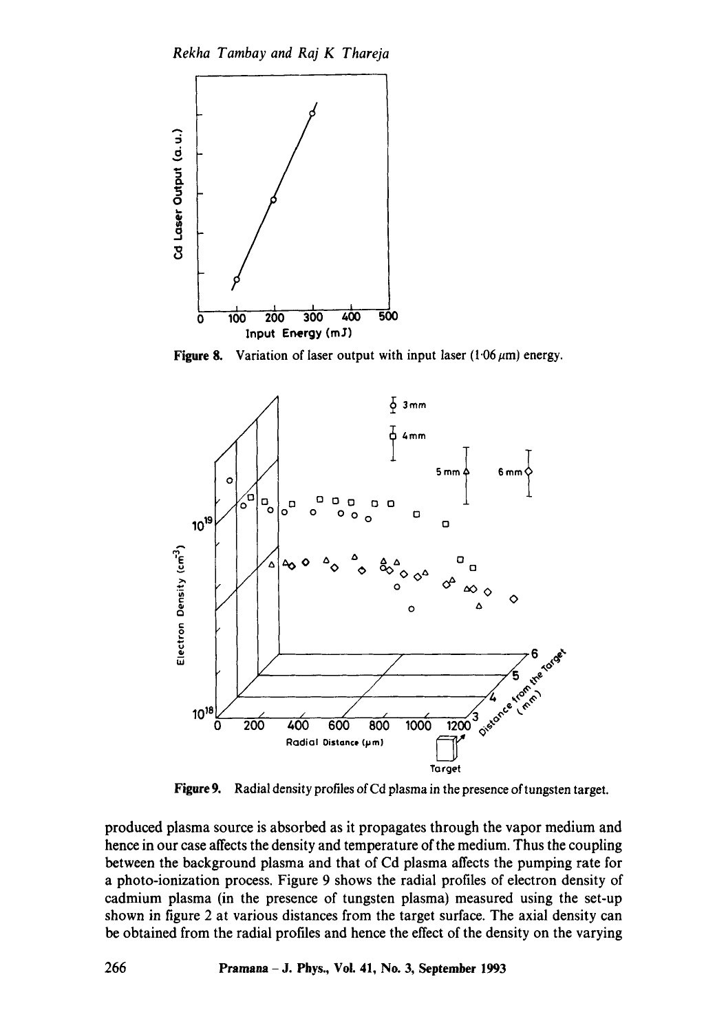Figure 8. Variation of laser output with input laser (1·06 $\mu$m) energy.

Figure 9. Radial density profiles of Cd plasma in the presence of tungsten target.

produced plasma source is absorbed as it propagates through the vapor medium and hence in our case affects the density and temperature of the medium. Thus the coupling between the background plasma and that of Cd plasma affects the pumping rate for a photo-ionization process. Figure 9 shows the radial profiles of electron density of cadmium plasma (in the presence of tungsten plasma) measured using the set-up shown in figure 2 at various distances from the target surface. The axial density can be obtained from the radial profiles and hence the effect of the density on the varying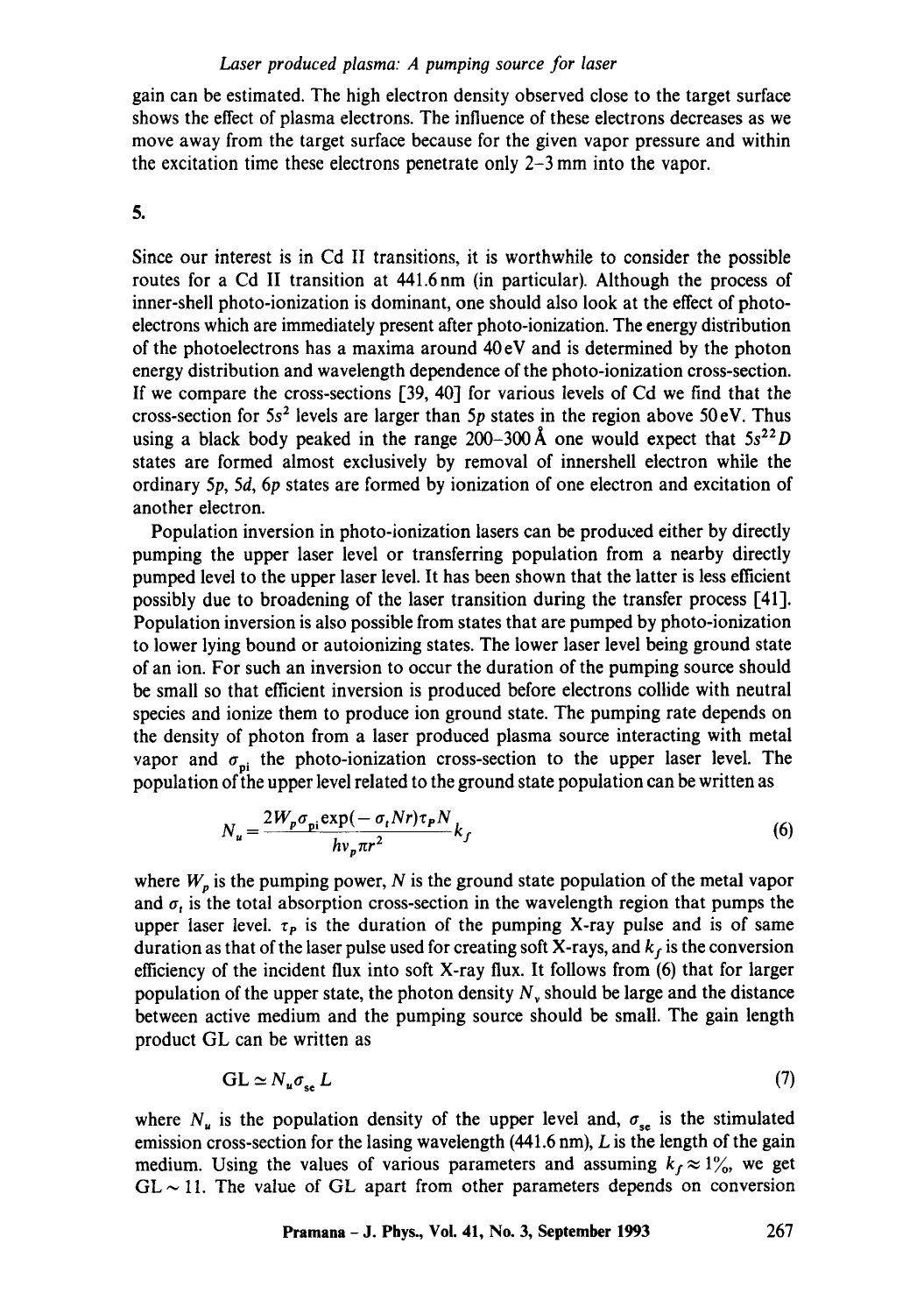gain can be estimated. The high electron density observed close to the target surface shows the effect of plasma electrons. The influence of these electrons decreases as we move away from the target surface because for the given vapor pressure and within the excitation time these electrons penetrate only 2–3 mm into the vapor.

## 5.

Since our interest is in Cd II transitions, it is worthwhile to consider the possible routes for a Cd II transition at 441.6 nm (in particular). Although the process of inner-shell photo-ionization is dominant, one should also look at the effect of photo-electrons which are immediately present after photo-ionization. The energy distribution of the photoelectrons has a maxima around 40 eV and is determined by the photon energy distribution and wavelength dependence of the photo-ionization cross-section. If we compare the cross-sections [39, 40] for various levels of Cd we find that the cross-section for $5s^2$ levels are larger than $5p$ states in the region above 50 eV. Thus using a black body peaked in the range 200–300 Å one would expect that $5s^{2\,2}D$ states are formed almost exclusively by removal of innershell electron while the ordinary $5p$, $5d$, $6p$ states are formed by ionization of one electron and excitation of another electron.

Population inversion in photo-ionization lasers can be produced either by directly pumping the upper laser level or transferring population from a nearby directly pumped level to the upper laser level. It has been shown that the latter is less efficient possibly due to broadening of the laser transition during the transfer process [41]. Population inversion is also possible from states that are pumped by photo-ionization to lower lying bound or autoionizing states. The lower laser level being ground state of an ion. For such an inversion to occur the duration of the pumping source should be small so that efficient inversion is produced before electrons collide with neutral species and ionize them to produce ion ground state. The pumping rate depends on the density of photon from a laser produced plasma source interacting with metal vapor and $\sigma_{\text{pi}}$ the photo-ionization cross-section to the upper laser level. The population of the upper level related to the ground state population can be written as

$$N_u = \frac{2W_p \sigma_{\text{pi}} \exp(-\sigma_t N r) \tau_P N}{h\nu_p \pi r^2} k_f \tag{6}$$

where $W_p$ is the pumping power, $N$ is the ground state population of the metal vapor and $\sigma_t$ is the total absorption cross-section in the wavelength region that pumps the upper laser level. $\tau_P$ is the duration of the pumping X-ray pulse and is of same duration as that of the laser pulse used for creating soft X-rays, and $k_f$ is the conversion efficiency of the incident flux into soft X-ray flux. It follows from (6) that for larger population of the upper state, the photon density $N_v$ should be large and the distance between active medium and the pumping source should be small. The gain length product GL can be written as

$$\text{GL} \simeq N_u \sigma_{\text{se}} L \tag{7}$$

where $N_u$ is the population density of the upper level and, $\sigma_{\text{se}}$ is the stimulated emission cross-section for the lasing wavelength (441.6 nm), $L$ is the length of the gain medium. Using the values of various parameters and assuming $k_f \approx 1\%$, we get $\text{GL} \sim 11$. The value of GL apart from other parameters depends on conversion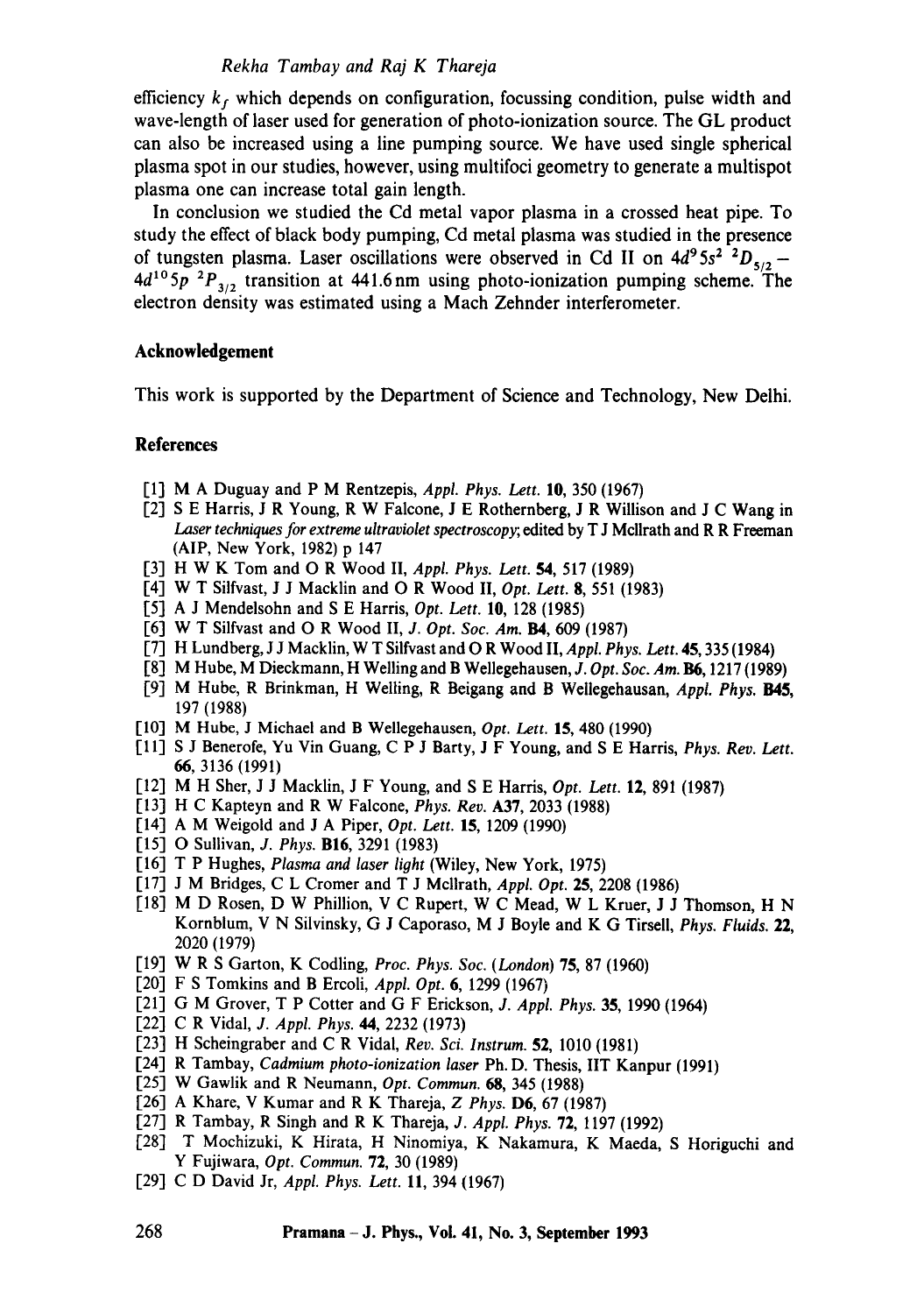efficiency $k_f$ which depends on configuration, focussing condition, pulse width and wave-length of laser used for generation of photo-ionization source. The GL product can also be increased using a line pumping source. We have used single spherical plasma spot in our studies, however, using multifoci geometry to generate a multispot plasma one can increase total gain length.

In conclusion we studied the Cd metal vapor plasma in a crossed heat pipe. To study the effect of black body pumping, Cd metal plasma was studied in the presence of tungsten plasma. Laser oscillations were observed in Cd II on $4d^9 5s^2\ ^2D_{5/2} - 4d^{10} 5p\ ^2P_{3/2}$ transition at 441.6 nm using photo-ionization pumping scheme. The electron density was estimated using a Mach Zehnder interferometer.

## Acknowledgement

This work is supported by the Department of Science and Technology, New Delhi.

## References

[1] M A Duguay and P M Rentzepis, *Appl. Phys. Lett.* **10**, 350 (1967)

[2] S E Harris, J R Young, R W Falcone, J E Rothernberg, J R Willison and J C Wang in *Laser techniques for extreme ultraviolet spectroscopy*; edited by T J McIlrath and R R Freeman (AIP, New York, 1982) p 147

[3] H W K Tom and O R Wood II, *Appl. Phys. Lett.* **54**, 517 (1989)

[4] W T Silfvast, J J Macklin and O R Wood II, *Opt. Lett.* **8**, 551 (1983)

[5] A J Mendelsohn and S E Harris, *Opt. Lett.* **10**, 128 (1985)

[6] W T Silfvast and O R Wood II, *J. Opt. Soc. Am.* **B4**, 609 (1987)

[7] H Lundberg, J J Macklin, W T Silfvast and O R Wood II, *Appl. Phys. Lett.* **45**, 335 (1984)

[8] M Hube, M Dieckmann, H Welling and B Wellegehausen, *J. Opt. Soc. Am.* **B6**, 1217 (1989)

[9] M Hube, R Brinkman, H Welling, R Beigang and B Wellegehausan, *Appl. Phys.* **B45**, 197 (1988)

[10] M Hube, J Michael and B Wellegehausen, *Opt. Lett.* **15**, 480 (1990)

[11] S J Benerofe, Yu Vin Guang, C P J Barty, J F Young, and S E Harris, *Phys. Rev. Lett.* **66**, 3136 (1991)

[12] M H Sher, J J Macklin, J F Young, and S E Harris, *Opt. Lett.* **12**, 891 (1987)

[13] H C Kapteyn and R W Falcone, *Phys. Rev.* **A37**, 2033 (1988)

[14] A M Weigold and J A Piper, *Opt. Lett.* **15**, 1209 (1990)

[15] O Sullivan, *J. Phys.* **B16**, 3291 (1983)

[16] T P Hughes, *Plasma and laser light* (Wiley, New York, 1975)

[17] J M Bridges, C L Cromer and T J McIlrath, *Appl. Opt.* **25**, 2208 (1986)

[18] M D Rosen, D W Phillion, V C Rupert, W C Mead, W L Kruer, J J Thomson, H N Kornblum, V N Silvinsky, G J Caporaso, M J Boyle and K G Tirsell, *Phys. Fluids.* **22**, 2020 (1979)

[19] W R S Garton, K Codling, *Proc. Phys. Soc. (London)* **75**, 87 (1960)

[20] F S Tomkins and B Ercoli, *Appl. Opt.* **6**, 1299 (1967)

[21] G M Grover, T P Cotter and G F Erickson, *J. Appl. Phys.* **35**, 1990 (1964)

[22] C R Vidal, *J. Appl. Phys.* **44**, 2232 (1973)

[23] H Scheingraber and C R Vidal, *Rev. Sci. Instrum.* **52**, 1010 (1981)

[24] R Tambay, *Cadmium photo-ionization laser* Ph. D. Thesis, IIT Kanpur (1991)

[25] W Gawlik and R Neumann, *Opt. Commun.* **68**, 345 (1988)

[26] A Khare, V Kumar and R K Thareja, *Z Phys.* **D6**, 67 (1987)

[27] R Tambay, R Singh and R K Thareja, *J. Appl. Phys.* **72**, 1197 (1992)

[28] T Mochizuki, K Hirata, H Ninomiya, K Nakamura, K Maeda, S Horiguchi and Y Fujiwara, *Opt. Commun.* **72**, 30 (1989)

[29] C D David Jr, *Appl. Phys. Lett.* **11**, 394 (1967)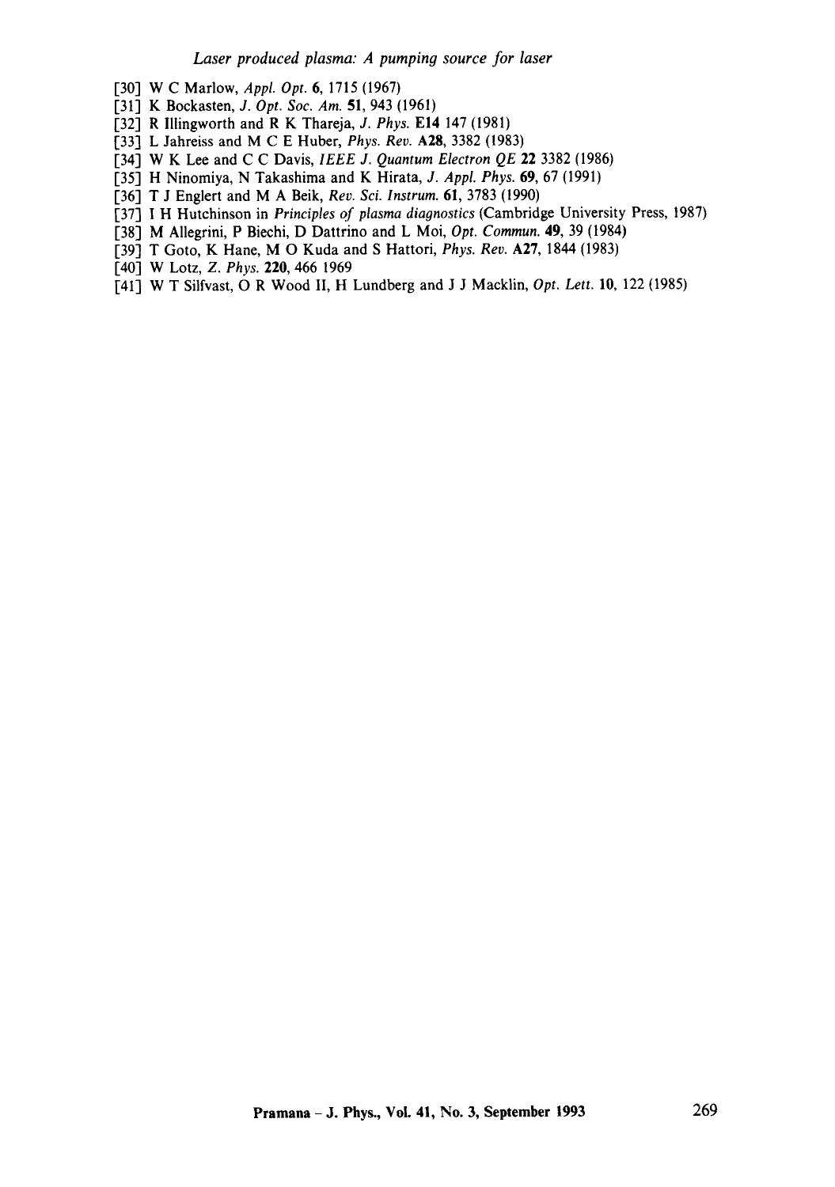[30] W C Marlow, *Appl. Opt.* **6**, 1715 (1967)
[31] K Bockasten, *J. Opt. Soc. Am.* **51**, 943 (1961)
[32] R Illingworth and R K Thareja, *J. Phys.* **E14** 147 (1981)
[33] L Jahreiss and M C E Huber, *Phys. Rev.* **A28**, 3382 (1983)
[34] W K Lee and C C Davis, *IEEE J. Quantum Electron QE* **22** 3382 (1986)
[35] H Ninomiya, N Takashima and K Hirata, *J. Appl. Phys.* **69**, 67 (1991)
[36] T J Englert and M A Beik, *Rev. Sci. Instrum.* **61**, 3783 (1990)
[37] I H Hutchinson in *Principles of plasma diagnostics* (Cambridge University Press, 1987)
[38] M Allegrini, P Biechi, D Dattrino and L Moi, *Opt. Commun.* **49**, 39 (1984)
[39] T Goto, K Hane, M O Kuda and S Hattori, *Phys. Rev.* **A27**, 1844 (1983)
[40] W Lotz, *Z. Phys.* **220**, 466 1969
[41] W T Silfvast, O R Wood II, H Lundberg and J J Macklin, *Opt. Lett.* **10**, 122 (1985)